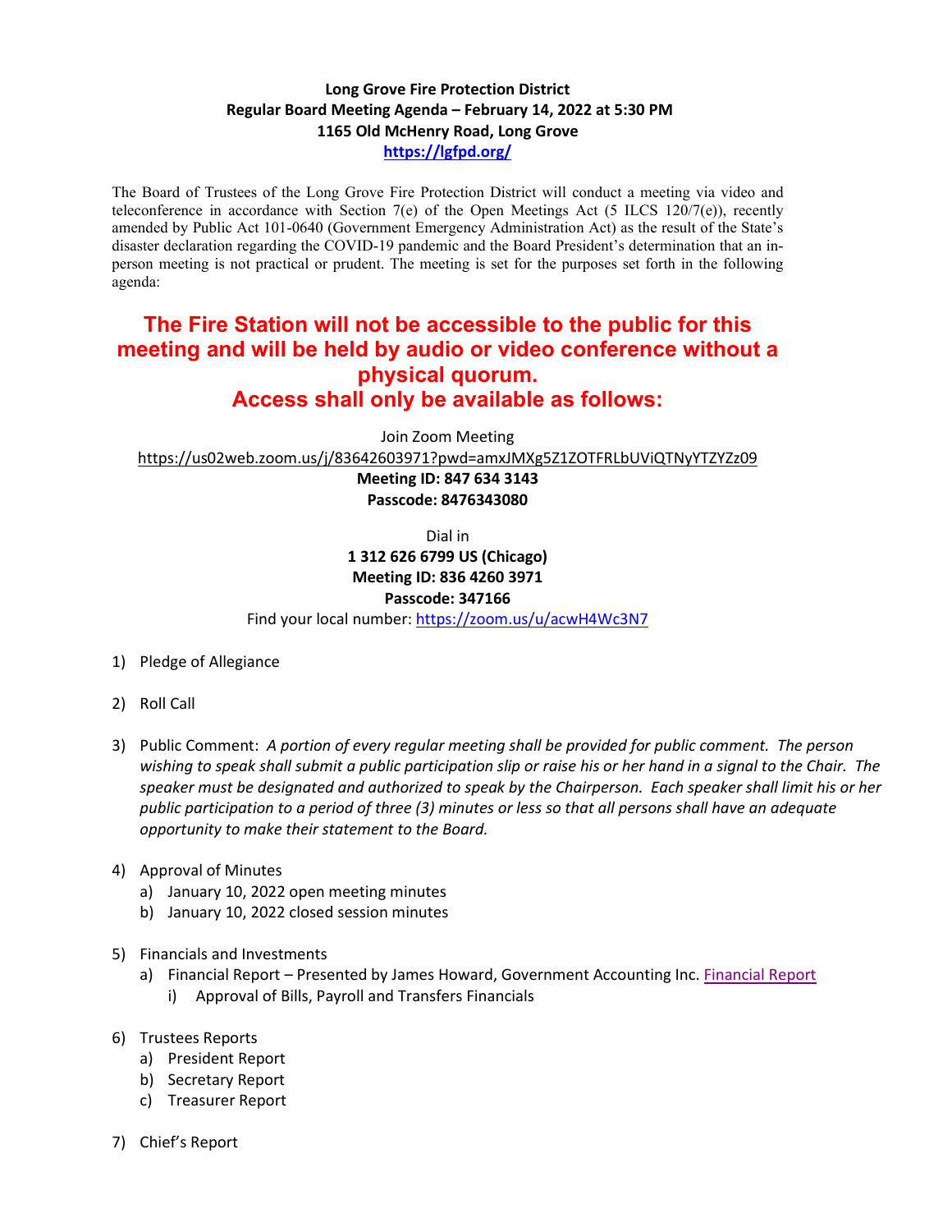**Long Grove Fire Protection District**
**Regular Board Meeting Agenda – February 14, 2022 at 5:30 PM**
**1165 Old McHenry Road, Long Grove**
**[https://lgfpd.org/](https://lgfpd.org/)**

The Board of Trustees of the Long Grove Fire Protection District will conduct a meeting via video and teleconference in accordance with Section 7(e) of the Open Meetings Act (5 ILCS 120/7(e)), recently amended by Public Act 101-0640 (Government Emergency Administration Act) as the result of the State's disaster declaration regarding the COVID-19 pandemic and the Board President's determination that an in-person meeting is not practical or prudent. The meeting is set for the purposes set forth in the following agenda:

## The Fire Station will not be accessible to the public for this meeting and will be held by audio or video conference without a physical quorum.
## Access shall only be available as follows:

Join Zoom Meeting
https://us02web.zoom.us/j/83642603971?pwd=amxJMXg5Z1ZOTFRLbUViQTNyYTZYZz09
**Meeting ID: 847 634 3143**
**Passcode: 8476343080**

Dial in
**1 312 626 6799 US (Chicago)**
**Meeting ID: 836 4260 3971**
**Passcode: 347166**
Find your local number: https://zoom.us/u/acwH4Wc3N7

1) Pledge of Allegiance

2) Roll Call

3) Public Comment: *A portion of every regular meeting shall be provided for public comment. The person wishing to speak shall submit a public participation slip or raise his or her hand in a signal to the Chair. The speaker must be designated and authorized to speak by the Chairperson. Each speaker shall limit his or her public participation to a period of three (3) minutes or less so that all persons shall have an adequate opportunity to make their statement to the Board.*

4) Approval of Minutes
   a) January 10, 2022 open meeting minutes
   b) January 10, 2022 closed session minutes

5) Financials and Investments
   a) Financial Report – Presented by James Howard, Government Accounting Inc. Financial Report
      i) Approval of Bills, Payroll and Transfers Financials

6) Trustees Reports
   a) President Report
   b) Secretary Report
   c) Treasurer Report

7) Chief's Report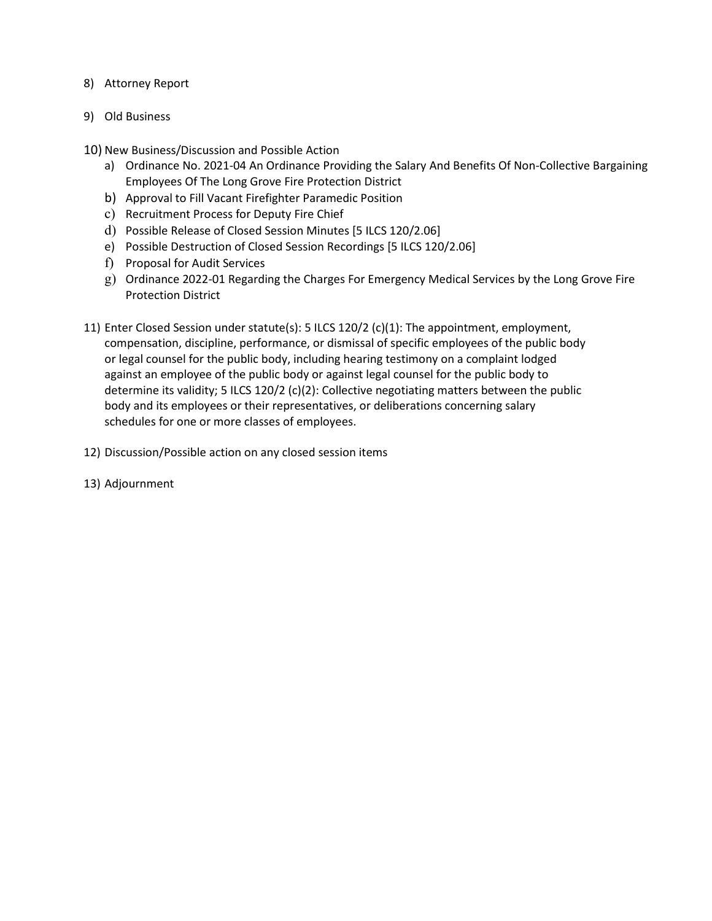8) Attorney Report

9) Old Business

10) New Business/Discussion and Possible Action
    a) Ordinance No. 2021-04 An Ordinance Providing the Salary And Benefits Of Non-Collective Bargaining Employees Of The Long Grove Fire Protection District
    b) Approval to Fill Vacant Firefighter Paramedic Position
    c) Recruitment Process for Deputy Fire Chief
    d) Possible Release of Closed Session Minutes [5 ILCS 120/2.06]
    e) Possible Destruction of Closed Session Recordings [5 ILCS 120/2.06]
    f) Proposal for Audit Services
    g) Ordinance 2022-01 Regarding the Charges For Emergency Medical Services by the Long Grove Fire Protection District

11) Enter Closed Session under statute(s): 5 ILCS 120/2 (c)(1): The appointment, employment, compensation, discipline, performance, or dismissal of specific employees of the public body or legal counsel for the public body, including hearing testimony on a complaint lodged against an employee of the public body or against legal counsel for the public body to determine its validity; 5 ILCS 120/2 (c)(2): Collective negotiating matters between the public body and its employees or their representatives, or deliberations concerning salary schedules for one or more classes of employees.

12) Discussion/Possible action on any closed session items

13) Adjournment